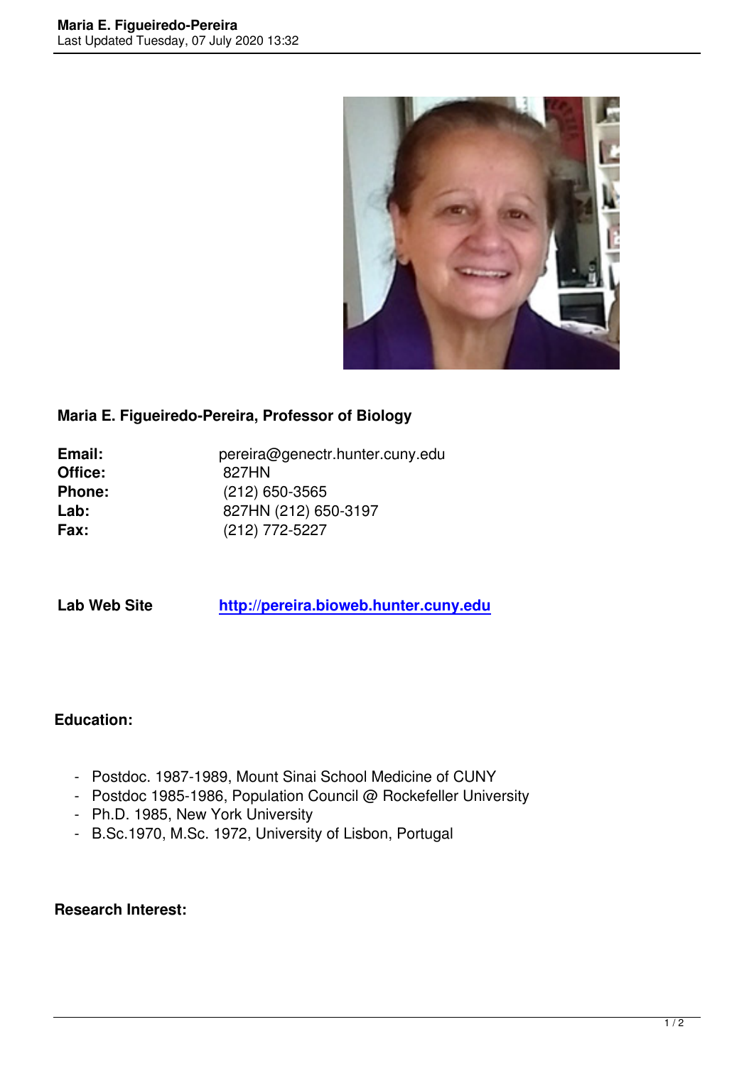## Maria E. Figueiredo-Pereira, Professor of Biology

| | |
|---|---|
| **Email:** | pereira@genectr.hunter.cuny.edu |
| **Office:** | 827HN |
| **Phone:** | (212) 650-3565 |
| **Lab:** | 827HN (212) 650-3197 |
| **Fax:** | (212) 772-5227 |

**Lab Web Site** [http://pereira.bioweb.hunter.cuny.edu](http://pereira.bioweb.hunter.cuny.edu)

### Education:

- Postdoc. 1987-1989, Mount Sinai School Medicine of CUNY
- Postdoc 1985-1986, Population Council @ Rockefeller University
- Ph.D. 1985, New York University
- B.Sc.1970, M.Sc. 1972, University of Lisbon, Portugal

### Research Interest: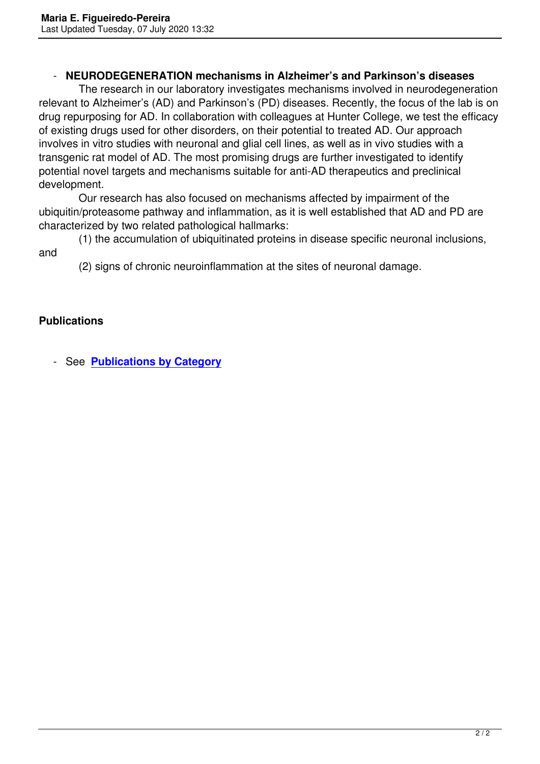- **NEURODEGENERATION mechanisms in Alzheimer's and Parkinson's diseases**

The research in our laboratory investigates mechanisms involved in neurodegeneration relevant to Alzheimer's (AD) and Parkinson's (PD) diseases. Recently, the focus of the lab is on drug repurposing for AD. In collaboration with colleagues at Hunter College, we test the efficacy of existing drugs used for other disorders, on their potential to treated AD. Our approach involves in vitro studies with neuronal and glial cell lines, as well as in vivo studies with a transgenic rat model of AD. The most promising drugs are further investigated to identify potential novel targets and mechanisms suitable for anti-AD therapeutics and preclinical development.

Our research has also focused on mechanisms affected by impairment of the ubiquitin/proteasome pathway and inflammation, as it is well established that AD and PD are characterized by two related pathological hallmarks:

(1) the accumulation of ubiquitinated proteins in disease specific neuronal inclusions, and

(2) signs of chronic neuroinflammation at the sites of neuronal damage.

**Publications**

- See **Publications by Category**